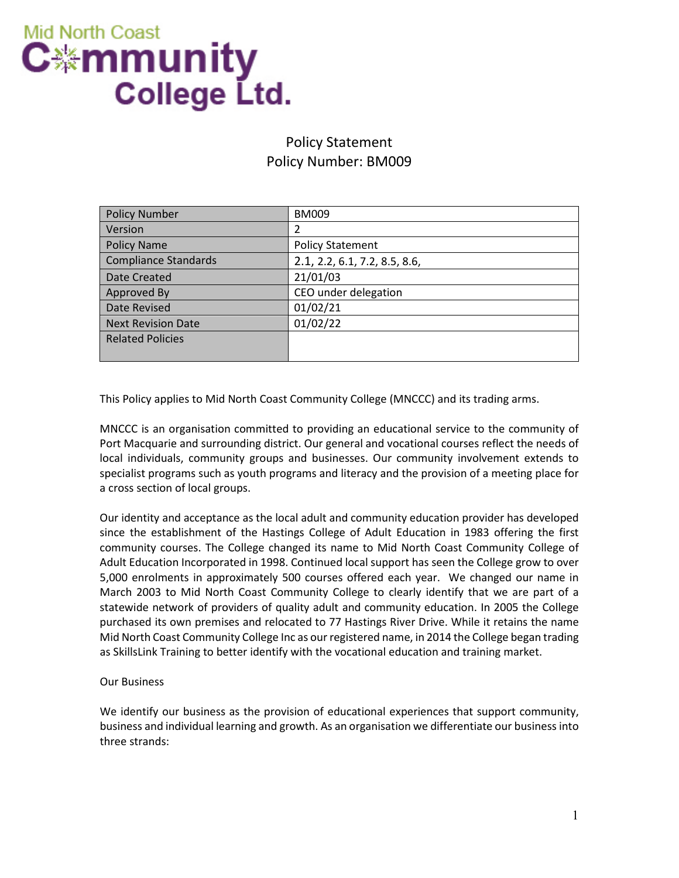Mid North Coast Community College Ltd.

# Policy Statement
# Policy Number: BM009

| Policy Number | BM009 |
|---|---|
| Version | 2 |
| Policy Name | Policy Statement |
| Compliance Standards | 2.1, 2.2, 6.1, 7.2, 8.5, 8.6, |
| Date Created | 21/01/03 |
| Approved By | CEO under delegation |
| Date Revised | 01/02/21 |
| Next Revision Date | 01/02/22 |
| Related Policies | |

This Policy applies to Mid North Coast Community College (MNCCC) and its trading arms.

MNCCC is an organisation committed to providing an educational service to the community of Port Macquarie and surrounding district. Our general and vocational courses reflect the needs of local individuals, community groups and businesses. Our community involvement extends to specialist programs such as youth programs and literacy and the provision of a meeting place for a cross section of local groups.

Our identity and acceptance as the local adult and community education provider has developed since the establishment of the Hastings College of Adult Education in 1983 offering the first community courses. The College changed its name to Mid North Coast Community College of Adult Education Incorporated in 1998. Continued local support has seen the College grow to over 5,000 enrolments in approximately 500 courses offered each year. We changed our name in March 2003 to Mid North Coast Community College to clearly identify that we are part of a statewide network of providers of quality adult and community education. In 2005 the College purchased its own premises and relocated to 77 Hastings River Drive. While it retains the name Mid North Coast Community College Inc as our registered name, in 2014 the College began trading as SkillsLink Training to better identify with the vocational education and training market.

Our Business

We identify our business as the provision of educational experiences that support community, business and individual learning and growth. As an organisation we differentiate our business into three strands: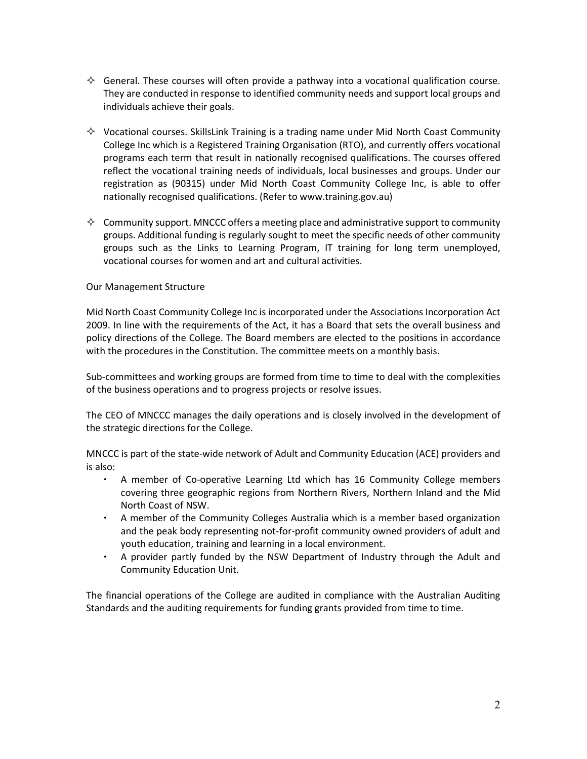- ✧ General. These courses will often provide a pathway into a vocational qualification course. They are conducted in response to identified community needs and support local groups and individuals achieve their goals.

- ✧ Vocational courses. SkillsLink Training is a trading name under Mid North Coast Community College Inc which is a Registered Training Organisation (RTO), and currently offers vocational programs each term that result in nationally recognised qualifications. The courses offered reflect the vocational training needs of individuals, local businesses and groups. Under our registration as (90315) under Mid North Coast Community College Inc, is able to offer nationally recognised qualifications. (Refer to www.training.gov.au)

- ✧ Community support. MNCCC offers a meeting place and administrative support to community groups. Additional funding is regularly sought to meet the specific needs of other community groups such as the Links to Learning Program, IT training for long term unemployed, vocational courses for women and art and cultural activities.

Our Management Structure

Mid North Coast Community College Inc is incorporated under the Associations Incorporation Act 2009. In line with the requirements of the Act, it has a Board that sets the overall business and policy directions of the College. The Board members are elected to the positions in accordance with the procedures in the Constitution. The committee meets on a monthly basis.

Sub-committees and working groups are formed from time to time to deal with the complexities of the business operations and to progress projects or resolve issues.

The CEO of MNCCC manages the daily operations and is closely involved in the development of the strategic directions for the College.

MNCCC is part of the state-wide network of Adult and Community Education (ACE) providers and is also:

- A member of Co-operative Learning Ltd which has 16 Community College members covering three geographic regions from Northern Rivers, Northern Inland and the Mid North Coast of NSW.
- A member of the Community Colleges Australia which is a member based organization and the peak body representing not-for-profit community owned providers of adult and youth education, training and learning in a local environment.
- A provider partly funded by the NSW Department of Industry through the Adult and Community Education Unit.

The financial operations of the College are audited in compliance with the Australian Auditing Standards and the auditing requirements for funding grants provided from time to time.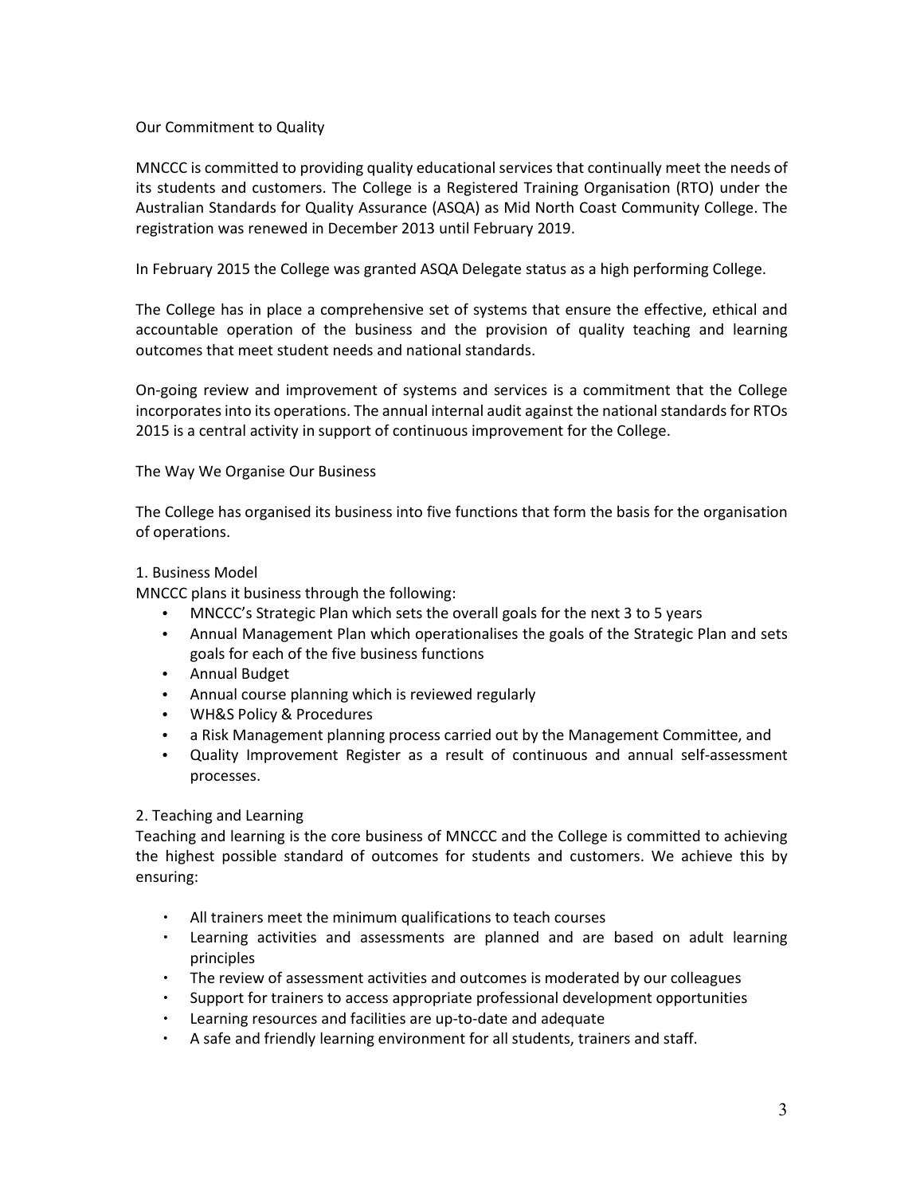## Our Commitment to Quality

MNCCC is committed to providing quality educational services that continually meet the needs of its students and customers. The College is a Registered Training Organisation (RTO) under the Australian Standards for Quality Assurance (ASQA) as Mid North Coast Community College. The registration was renewed in December 2013 until February 2019.

In February 2015 the College was granted ASQA Delegate status as a high performing College.

The College has in place a comprehensive set of systems that ensure the effective, ethical and accountable operation of the business and the provision of quality teaching and learning outcomes that meet student needs and national standards.

On-going review and improvement of systems and services is a commitment that the College incorporates into its operations. The annual internal audit against the national standards for RTOs 2015 is a central activity in support of continuous improvement for the College.

## The Way We Organise Our Business

The College has organised its business into five functions that form the basis for the organisation of operations.

### 1. Business Model

MNCCC plans it business through the following:

- MNCCC's Strategic Plan which sets the overall goals for the next 3 to 5 years
- Annual Management Plan which operationalises the goals of the Strategic Plan and sets goals for each of the five business functions
- Annual Budget
- Annual course planning which is reviewed regularly
- WH&S Policy & Procedures
- a Risk Management planning process carried out by the Management Committee, and
- Quality Improvement Register as a result of continuous and annual self-assessment processes.

### 2. Teaching and Learning

Teaching and learning is the core business of MNCCC and the College is committed to achieving the highest possible standard of outcomes for students and customers. We achieve this by ensuring:

- All trainers meet the minimum qualifications to teach courses
- Learning activities and assessments are planned and are based on adult learning principles
- The review of assessment activities and outcomes is moderated by our colleagues
- Support for trainers to access appropriate professional development opportunities
- Learning resources and facilities are up-to-date and adequate
- A safe and friendly learning environment for all students, trainers and staff.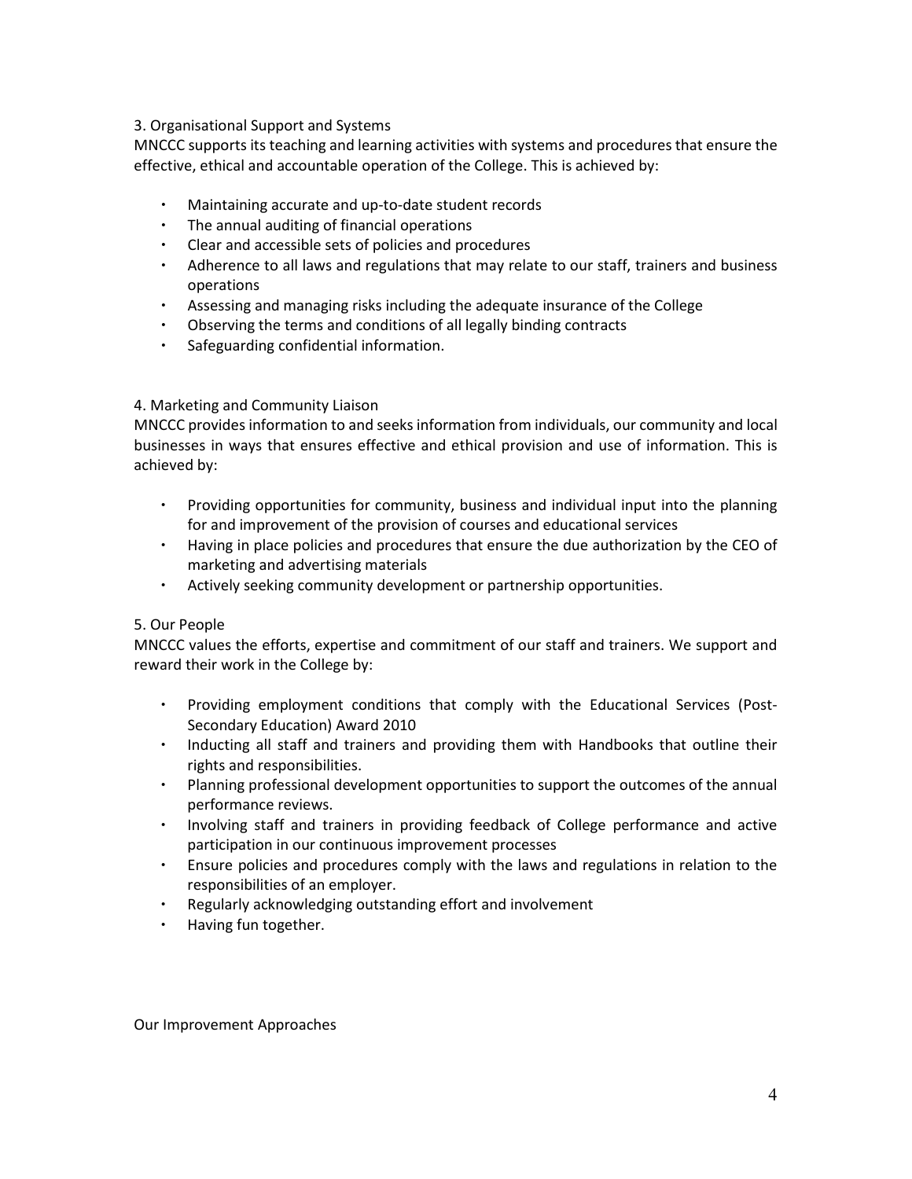### 3. Organisational Support and Systems

MNCCC supports its teaching and learning activities with systems and procedures that ensure the effective, ethical and accountable operation of the College. This is achieved by:

- Maintaining accurate and up-to-date student records
- The annual auditing of financial operations
- Clear and accessible sets of policies and procedures
- Adherence to all laws and regulations that may relate to our staff, trainers and business operations
- Assessing and managing risks including the adequate insurance of the College
- Observing the terms and conditions of all legally binding contracts
- Safeguarding confidential information.

### 4. Marketing and Community Liaison

MNCCC provides information to and seeks information from individuals, our community and local businesses in ways that ensures effective and ethical provision and use of information. This is achieved by:

- Providing opportunities for community, business and individual input into the planning for and improvement of the provision of courses and educational services
- Having in place policies and procedures that ensure the due authorization by the CEO of marketing and advertising materials
- Actively seeking community development or partnership opportunities.

### 5. Our People

MNCCC values the efforts, expertise and commitment of our staff and trainers. We support and reward their work in the College by:

- Providing employment conditions that comply with the Educational Services (Post-Secondary Education) Award 2010
- Inducting all staff and trainers and providing them with Handbooks that outline their rights and responsibilities.
- Planning professional development opportunities to support the outcomes of the annual performance reviews.
- Involving staff and trainers in providing feedback of College performance and active participation in our continuous improvement processes
- Ensure policies and procedures comply with the laws and regulations in relation to the responsibilities of an employer.
- Regularly acknowledging outstanding effort and involvement
- Having fun together.

## Our Improvement Approaches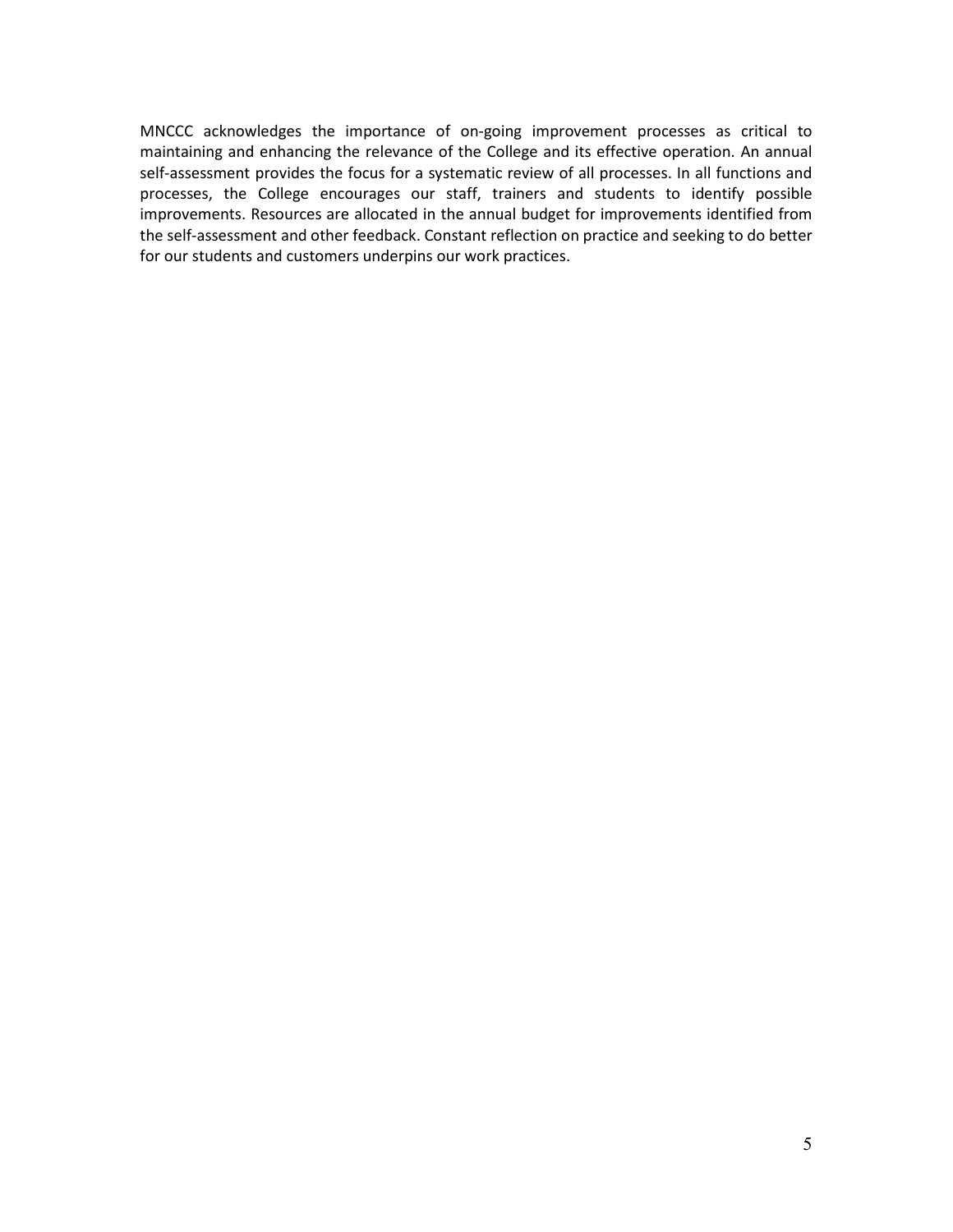MNCCC acknowledges the importance of on-going improvement processes as critical to maintaining and enhancing the relevance of the College and its effective operation. An annual self-assessment provides the focus for a systematic review of all processes. In all functions and processes, the College encourages our staff, trainers and students to identify possible improvements. Resources are allocated in the annual budget for improvements identified from the self-assessment and other feedback. Constant reflection on practice and seeking to do better for our students and customers underpins our work practices.